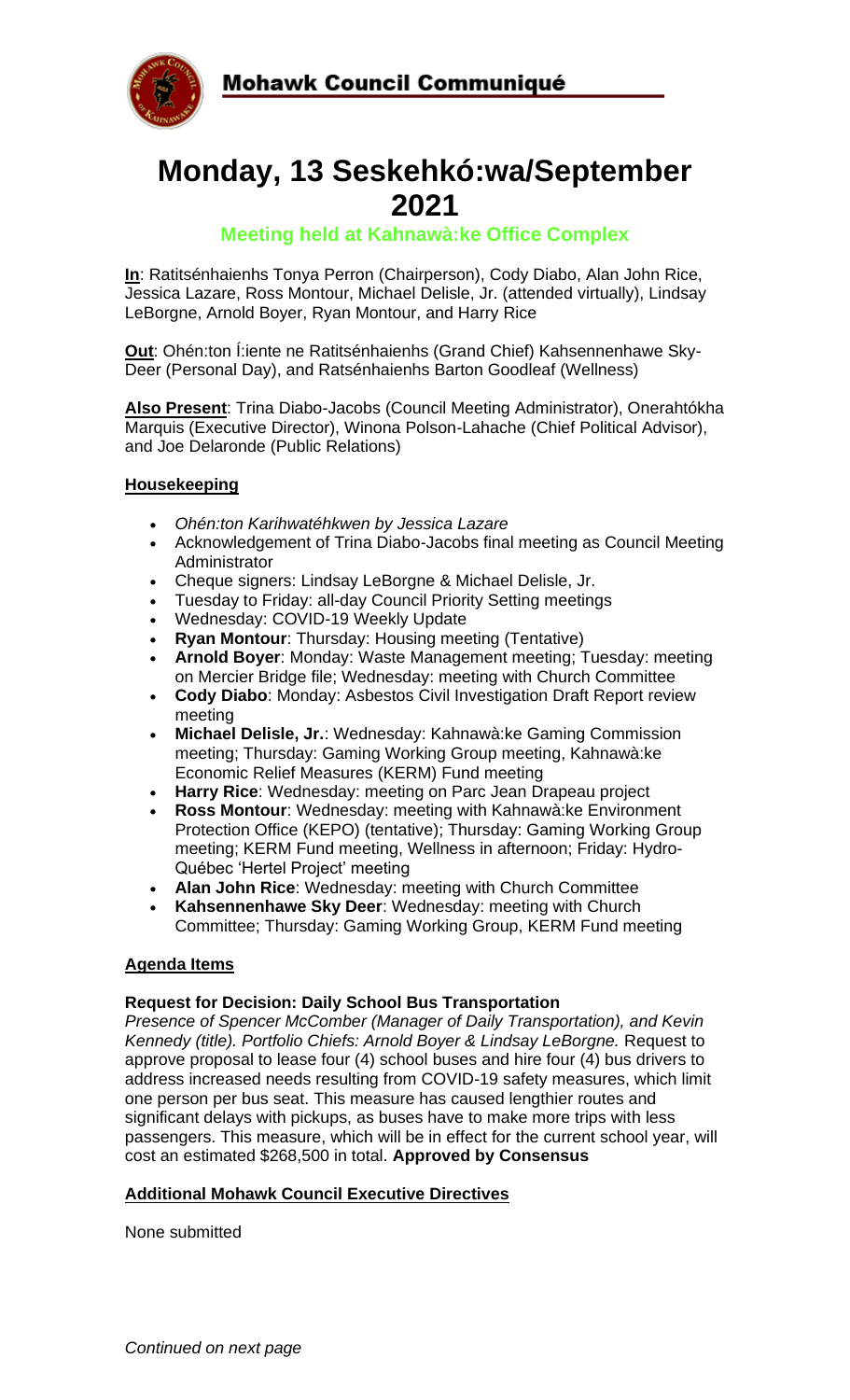# Mohawk Council Communiqué

# Monday, 13 Seskehkó:wa/September 2021

### Meeting held at Kahnawà:ke Office Complex

**In**: Ratitsénhaienhs Tonya Perron (Chairperson), Cody Diabo, Alan John Rice, Jessica Lazare, Ross Montour, Michael Delisle, Jr. (attended virtually), Lindsay LeBorgne, Arnold Boyer, Ryan Montour, and Harry Rice

**Out**: Ohén:ton Í:iente ne Ratitsénhaienhs (Grand Chief) Kahsennenhawe Sky-Deer (Personal Day), and Ratsénhaienhs Barton Goodleaf (Wellness)

**Also Present**: Trina Diabo-Jacobs (Council Meeting Administrator), Onerahtókha Marquis (Executive Director), Winona Polson-Lahache (Chief Political Advisor), and Joe Delaronde (Public Relations)

**Housekeeping**

- *Ohén:ton Karihwatéhkwen by Jessica Lazare*
- Acknowledgement of Trina Diabo-Jacobs final meeting as Council Meeting Administrator
- Cheque signers: Lindsay LeBorgne & Michael Delisle, Jr.
- Tuesday to Friday: all-day Council Priority Setting meetings
- Wednesday: COVID-19 Weekly Update
- **Ryan Montour**: Thursday: Housing meeting (Tentative)
- **Arnold Boyer**: Monday: Waste Management meeting; Tuesday: meeting on Mercier Bridge file; Wednesday: meeting with Church Committee
- **Cody Diabo**: Monday: Asbestos Civil Investigation Draft Report review meeting
- **Michael Delisle, Jr.**: Wednesday: Kahnawà:ke Gaming Commission meeting; Thursday: Gaming Working Group meeting, Kahnawà:ke Economic Relief Measures (KERM) Fund meeting
- **Harry Rice**: Wednesday: meeting on Parc Jean Drapeau project
- **Ross Montour**: Wednesday: meeting with Kahnawà:ke Environment Protection Office (KEPO) (tentative); Thursday: Gaming Working Group meeting; KERM Fund meeting, Wellness in afternoon; Friday: Hydro-Québec 'Hertel Project' meeting
- **Alan John Rice**: Wednesday: meeting with Church Committee
- **Kahsennenhawe Sky Deer**: Wednesday: meeting with Church Committee; Thursday: Gaming Working Group, KERM Fund meeting

**Agenda Items**

**Request for Decision: Daily School Bus Transportation**
*Presence of Spencer McComber (Manager of Daily Transportation), and Kevin Kennedy (title). Portfolio Chiefs: Arnold Boyer & Lindsay LeBorgne.* Request to approve proposal to lease four (4) school buses and hire four (4) bus drivers to address increased needs resulting from COVID-19 safety measures, which limit one person per bus seat. This measure has caused lengthier routes and significant delays with pickups, as buses have to make more trips with less passengers. This measure, which will be in effect for the current school year, will cost an estimated $268,500 in total. **Approved by Consensus**

**Additional Mohawk Council Executive Directives**

None submitted

*Continued on next page*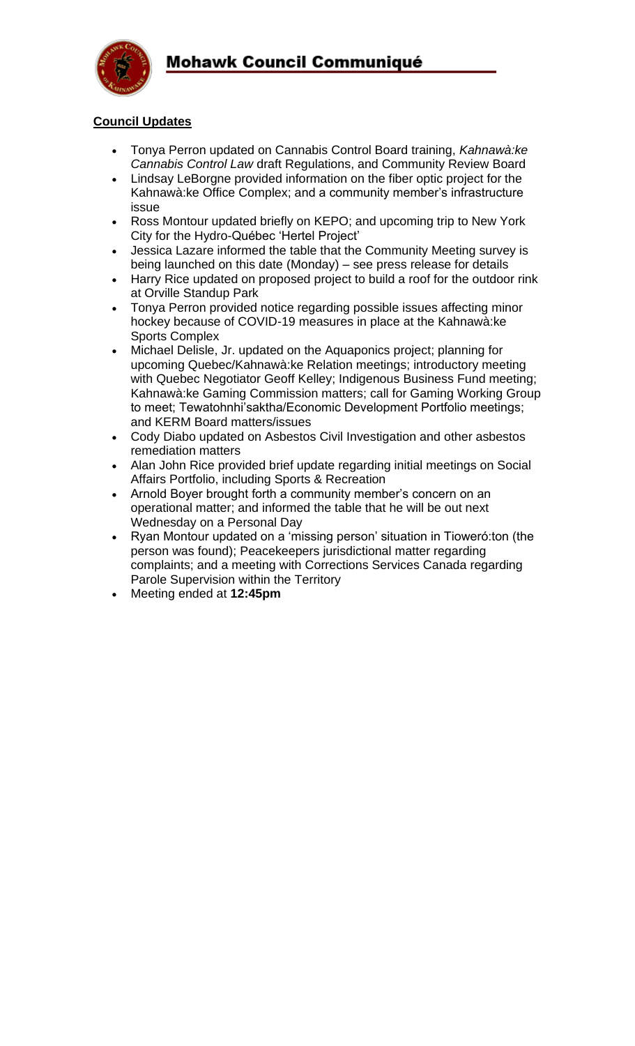**Council Updates**

- Tonya Perron updated on Cannabis Control Board training, *Kahnawà:ke Cannabis Control Law* draft Regulations, and Community Review Board
- Lindsay LeBorgne provided information on the fiber optic project for the Kahnawà:ke Office Complex; and a community member's infrastructure issue
- Ross Montour updated briefly on KEPO; and upcoming trip to New York City for the Hydro-Québec 'Hertel Project'
- Jessica Lazare informed the table that the Community Meeting survey is being launched on this date (Monday) – see press release for details
- Harry Rice updated on proposed project to build a roof for the outdoor rink at Orville Standup Park
- Tonya Perron provided notice regarding possible issues affecting minor hockey because of COVID-19 measures in place at the Kahnawà:ke Sports Complex
- Michael Delisle, Jr. updated on the Aquaponics project; planning for upcoming Quebec/Kahnawà:ke Relation meetings; introductory meeting with Quebec Negotiator Geoff Kelley; Indigenous Business Fund meeting; Kahnawà:ke Gaming Commission matters; call for Gaming Working Group to meet; Tewatohnhi'saktha/Economic Development Portfolio meetings; and KERM Board matters/issues
- Cody Diabo updated on Asbestos Civil Investigation and other asbestos remediation matters
- Alan John Rice provided brief update regarding initial meetings on Social Affairs Portfolio, including Sports & Recreation
- Arnold Boyer brought forth a community member's concern on an operational matter; and informed the table that he will be out next Wednesday on a Personal Day
- Ryan Montour updated on a 'missing person' situation in Tioweró:ton (the person was found); Peacekeepers jurisdictional matter regarding complaints; and a meeting with Corrections Services Canada regarding Parole Supervision within the Territory
- Meeting ended at **12:45pm**